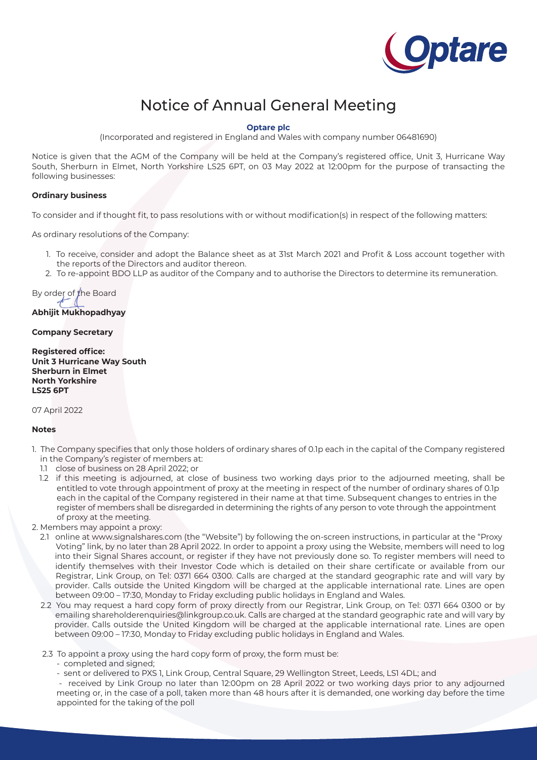# Notice of Annual General Meeting

**Optare plc**

(Incorporated and registered in England and Wales with company number 06481690)

Notice is given that the AGM of the Company will be held at the Company's registered office, Unit 3, Hurricane Way South, Sherburn in Elmet, North Yorkshire LS25 6PT, on 03 May 2022 at 12:00pm for the purpose of transacting the following businesses:

**Ordinary business**

To consider and if thought fit, to pass resolutions with or without modification(s) in respect of the following matters:

As ordinary resolutions of the Company:

1. To receive, consider and adopt the Balance sheet as at 31st March 2021 and Profit & Loss account together with the reports of the Directors and auditor thereon.
2. To re-appoint BDO LLP as auditor of the Company and to authorise the Directors to determine its remuneration.

By order of the Board

**Abhijit Mukhopadhyay**

**Company Secretary**

**Registered office:**
**Unit 3 Hurricane Way South**
**Sherburn in Elmet**
**North Yorkshire**
**LS25 6PT**

07 April 2022

**Notes**

1. The Company specifies that only those holders of ordinary shares of 0.1p each in the capital of the Company registered in the Company's register of members at:
   1.1 close of business on 28 April 2022; or
   1.2 if this meeting is adjourned, at close of business two working days prior to the adjourned meeting, shall be entitled to vote through appointment of proxy at the meeting in respect of the number of ordinary shares of 0.1p each in the capital of the Company registered in their name at that time. Subsequent changes to entries in the register of members shall be disregarded in determining the rights of any person to vote through the appointment of proxy at the meeting.
2. Members may appoint a proxy:
   2.1 online at www.signalshares.com (the "Website") by following the on-screen instructions, in particular at the "Proxy Voting" link, by no later than 28 April 2022. In order to appoint a proxy using the Website, members will need to log into their Signal Shares account, or register if they have not previously done so. To register members will need to identify themselves with their Investor Code which is detailed on their share certificate or available from our Registrar, Link Group, on Tel: 0371 664 0300. Calls are charged at the standard geographic rate and will vary by provider. Calls outside the United Kingdom will be charged at the applicable international rate. Lines are open between 09:00 – 17:30, Monday to Friday excluding public holidays in England and Wales.
   2.2 You may request a hard copy form of proxy directly from our Registrar, Link Group, on Tel: 0371 664 0300 or by emailing shareholderenquiries@linkgroup.co.uk. Calls are charged at the standard geographic rate and will vary by provider. Calls outside the United Kingdom will be charged at the applicable international rate. Lines are open between 09:00 – 17:30, Monday to Friday excluding public holidays in England and Wales.
   2.3 To appoint a proxy using the hard copy form of proxy, the form must be:
   - completed and signed;
   - sent or delivered to PXS 1, Link Group, Central Square, 29 Wellington Street, Leeds, LS1 4DL; and
   - received by Link Group no later than 12:00pm on 28 April 2022 or two working days prior to any adjourned meeting or, in the case of a poll, taken more than 48 hours after it is demanded, one working day before the time appointed for the taking of the poll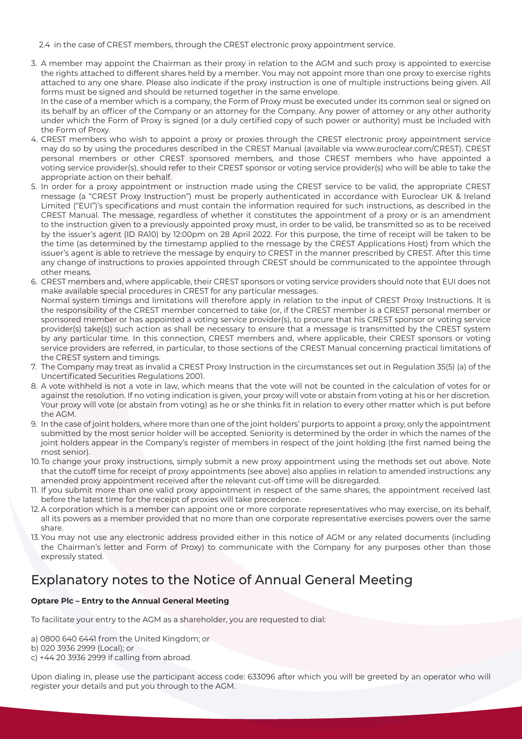2.4 in the case of CREST members, through the CREST electronic proxy appointment service.

3. A member may appoint the Chairman as their proxy in relation to the AGM and such proxy is appointed to exercise the rights attached to different shares held by a member. You may not appoint more than one proxy to exercise rights attached to any one share. Please also indicate if the proxy instruction is one of multiple instructions being given. All forms must be signed and should be returned together in the same envelope.
   In the case of a member which is a company, the Form of Proxy must be executed under its common seal or signed on its behalf by an officer of the Company or an attorney for the Company. Any power of attorney or any other authority under which the Form of Proxy is signed (or a duly certified copy of such power or authority) must be included with the Form of Proxy.
4. CREST members who wish to appoint a proxy or proxies through the CREST electronic proxy appointment service may do so by using the procedures described in the CREST Manual (available via www.euroclear.com/CREST). CREST personal members or other CREST sponsored members, and those CREST members who have appointed a voting service provider(s), should refer to their CREST sponsor or voting service provider(s) who will be able to take the appropriate action on their behalf.
5. In order for a proxy appointment or instruction made using the CREST service to be valid, the appropriate CREST message (a "CREST Proxy Instruction") must be properly authenticated in accordance with Euroclear UK & Ireland Limited ("EUI")'s specifications and must contain the information required for such instructions, as described in the CREST Manual. The message, regardless of whether it constitutes the appointment of a proxy or is an amendment to the instruction given to a previously appointed proxy must, in order to be valid, be transmitted so as to be received by the issuer's agent (ID RA10) by 12:00pm on 28 April 2022. For this purpose, the time of receipt will be taken to be the time (as determined by the timestamp applied to the message by the CREST Applications Host) from which the issuer's agent is able to retrieve the message by enquiry to CREST in the manner prescribed by CREST. After this time any change of instructions to proxies appointed through CREST should be communicated to the appointee through other means.
6. CREST members and, where applicable, their CREST sponsors or voting service providers should note that EUI does not make available special procedures in CREST for any particular messages.
   Normal system timings and limitations will therefore apply in relation to the input of CREST Proxy Instructions. It is the responsibility of the CREST member concerned to take (or, if the CREST member is a CREST personal member or sponsored member or has appointed a voting service provider(s), to procure that his CREST sponsor or voting service provider(s) take(s)) such action as shall be necessary to ensure that a message is transmitted by the CREST system by any particular time. In this connection, CREST members and, where applicable, their CREST sponsors or voting service providers are referred, in particular, to those sections of the CREST Manual concerning practical limitations of the CREST system and timings.
7. The Company may treat as invalid a CREST Proxy Instruction in the circumstances set out in Regulation 35(5) (a) of the Uncertificated Securities Regulations 2001.
8. A vote withheld is not a vote in law, which means that the vote will not be counted in the calculation of votes for or against the resolution. If no voting indication is given, your proxy will vote or abstain from voting at his or her discretion. Your proxy will vote (or abstain from voting) as he or she thinks fit in relation to every other matter which is put before the AGM.
9. In the case of joint holders, where more than one of the joint holders' purports to appoint a proxy, only the appointment submitted by the most senior holder will be accepted. Seniority is determined by the order in which the names of the joint holders appear in the Company's register of members in respect of the joint holding (the first named being the most senior).
10. To change your proxy instructions, simply submit a new proxy appointment using the methods set out above. Note that the cutoff time for receipt of proxy appointments (see above) also applies in relation to amended instructions: any amended proxy appointment received after the relevant cut-off time will be disregarded.
11. If you submit more than one valid proxy appointment in respect of the same shares, the appointment received last before the latest time for the receipt of proxies will take precedence.
12. A corporation which is a member can appoint one or more corporate representatives who may exercise, on its behalf, all its powers as a member provided that no more than one corporate representative exercises powers over the same share.
13. You may not use any electronic address provided either in this notice of AGM or any related documents (including the Chairman's letter and Form of Proxy) to communicate with the Company for any purposes other than those expressly stated.

## Explanatory notes to the Notice of Annual General Meeting

**Optare Plc – Entry to the Annual General Meeting**

To facilitate your entry to the AGM as a shareholder, you are requested to dial:

a) 0800 640 6441 from the United Kingdom; or
b) 020 3936 2999 (Local); or
c) +44 20 3936 2999 if calling from abroad.

Upon dialing in, please use the participant access code: 633096 after which you will be greeted by an operator who will register your details and put you through to the AGM.